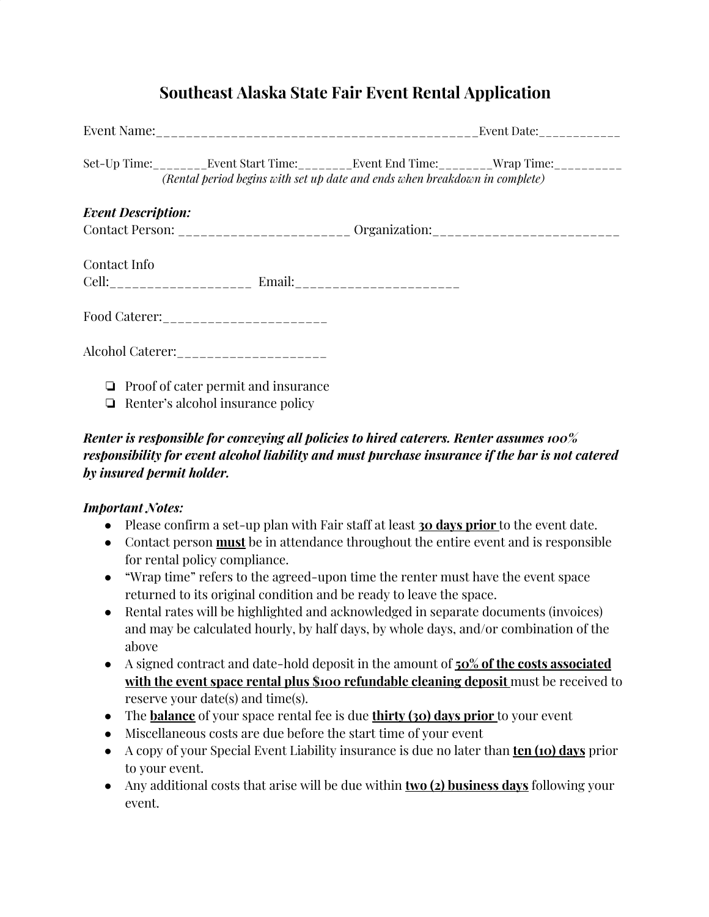# Southeast Alaska State Fair Event Rental Application

Event Name:____________________________________________Event Date:___________

Set-Up Time:________Event Start Time:________Event End Time:________Wrap Time:__________

*(Rental period begins with set up date and ends when breakdown in complete)*

***Event Description:***

Contact Person: _______________________ Organization:_________________________

Contact Info

Cell:___________________ Email:_____________________

Food Caterer:_____________________

Alcohol Caterer:____________________

- ❏ Proof of cater permit and insurance
- ❏ Renter's alcohol insurance policy

***Renter is responsible for conveying all policies to hired caterers. Renter assumes 100% responsibility for event alcohol liability and must purchase insurance if the bar is not catered by insured permit holder.***

***Important Notes:***

- Please confirm a set-up plan with Fair staff at least **<u>30 days prior</u>** to the event date.
- Contact person **<u>must</u>** be in attendance throughout the entire event and is responsible for rental policy compliance.
- "Wrap time" refers to the agreed-upon time the renter must have the event space returned to its original condition and be ready to leave the space.
- Rental rates will be highlighted and acknowledged in separate documents (invoices) and may be calculated hourly, by half days, by whole days, and/or combination of the above
- A signed contract and date-hold deposit in the amount of **<u>50% of the costs associated with the event space rental plus $100 refundable cleaning deposit</u>** must be received to reserve your date(s) and time(s).
- The **<u>balance</u>** of your space rental fee is due **<u>thirty (30) days prior</u>** to your event
- Miscellaneous costs are due before the start time of your event
- A copy of your Special Event Liability insurance is due no later than **<u>ten (10) days</u>** prior to your event.
- Any additional costs that arise will be due within **<u>two (2) business days</u>** following your event.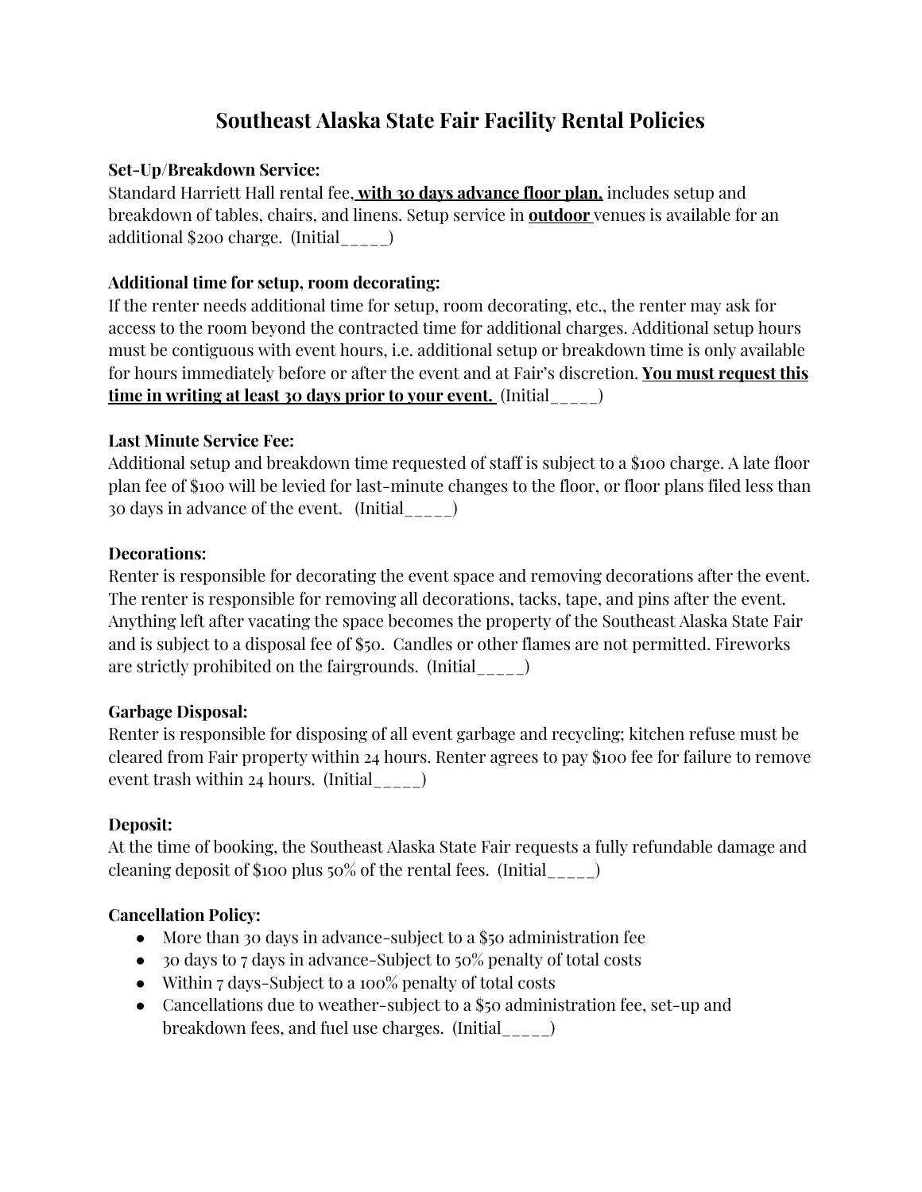# Southeast Alaska State Fair Facility Rental Policies

**Set-Up/Breakdown Service:**
Standard Harriett Hall rental fee, **with 30 days advance floor plan,** includes setup and breakdown of tables, chairs, and linens. Setup service in **outdoor** venues is available for an additional $200 charge. (Initial_____)

**Additional time for setup, room decorating:**
If the renter needs additional time for setup, room decorating, etc., the renter may ask for access to the room beyond the contracted time for additional charges. Additional setup hours must be contiguous with event hours, i.e. additional setup or breakdown time is only available for hours immediately before or after the event and at Fair's discretion. **You must request this time in writing at least 30 days prior to your event.** (Initial_____)

**Last Minute Service Fee:**
Additional setup and breakdown time requested of staff is subject to a $100 charge. A late floor plan fee of $100 will be levied for last-minute changes to the floor, or floor plans filed less than 30 days in advance of the event. (Initial_____)

**Decorations:**
Renter is responsible for decorating the event space and removing decorations after the event. The renter is responsible for removing all decorations, tacks, tape, and pins after the event. Anything left after vacating the space becomes the property of the Southeast Alaska State Fair and is subject to a disposal fee of $50. Candles or other flames are not permitted. Fireworks are strictly prohibited on the fairgrounds. (Initial_____)

**Garbage Disposal:**
Renter is responsible for disposing of all event garbage and recycling; kitchen refuse must be cleared from Fair property within 24 hours. Renter agrees to pay $100 fee for failure to remove event trash within 24 hours. (Initial_____)

**Deposit:**
At the time of booking, the Southeast Alaska State Fair requests a fully refundable damage and cleaning deposit of $100 plus 50% of the rental fees. (Initial_____)

**Cancellation Policy:**
- More than 30 days in advance-subject to a $50 administration fee
- 30 days to 7 days in advance-Subject to 50% penalty of total costs
- Within 7 days-Subject to a 100% penalty of total costs
- Cancellations due to weather-subject to a $50 administration fee, set-up and breakdown fees, and fuel use charges. (Initial_____)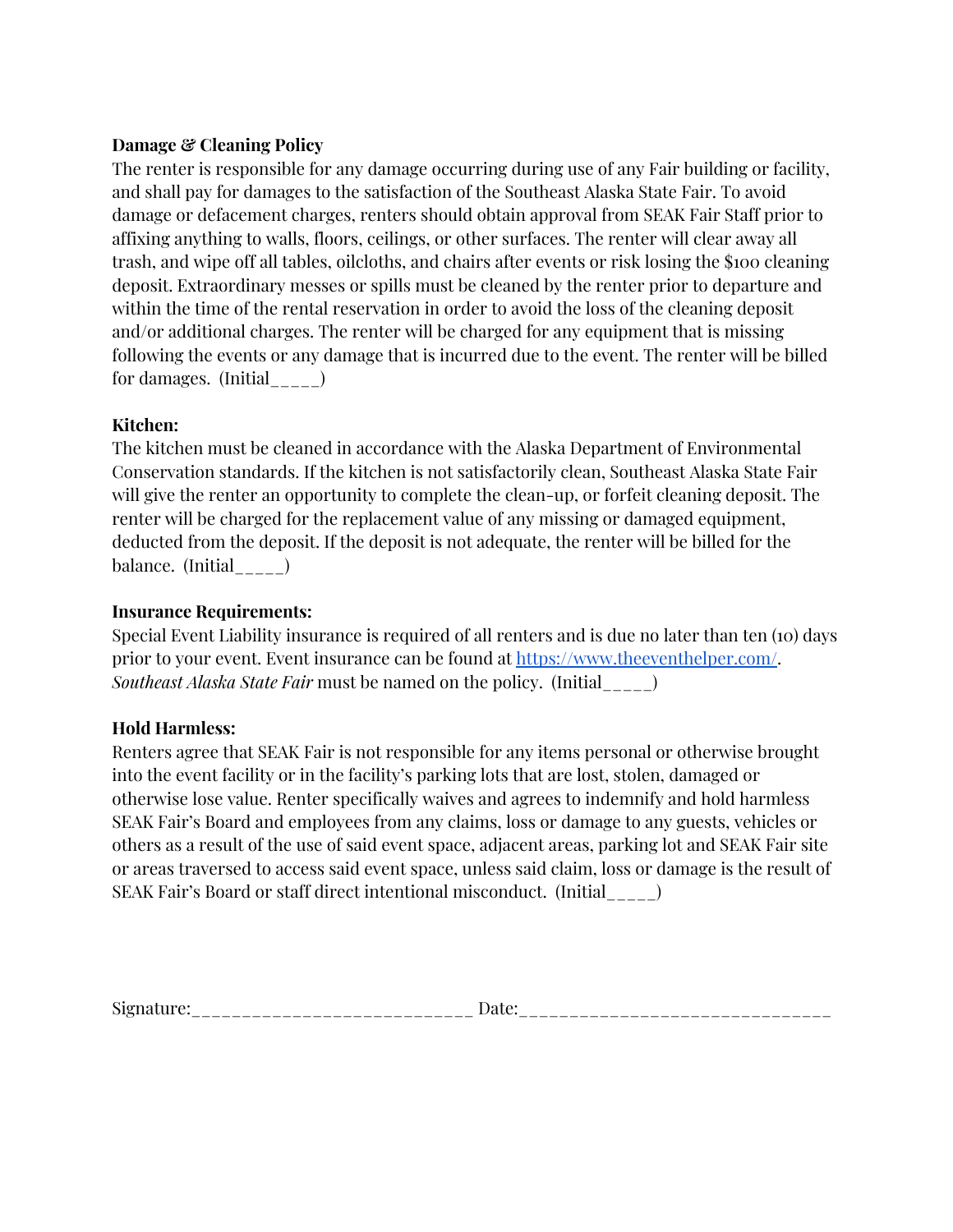**Damage & Cleaning Policy**
The renter is responsible for any damage occurring during use of any Fair building or facility, and shall pay for damages to the satisfaction of the Southeast Alaska State Fair. To avoid damage or defacement charges, renters should obtain approval from SEAK Fair Staff prior to affixing anything to walls, floors, ceilings, or other surfaces. The renter will clear away all trash, and wipe off all tables, oilcloths, and chairs after events or risk losing the $100 cleaning deposit. Extraordinary messes or spills must be cleaned by the renter prior to departure and within the time of the rental reservation in order to avoid the loss of the cleaning deposit and/or additional charges. The renter will be charged for any equipment that is missing following the events or any damage that is incurred due to the event. The renter will be billed for damages. (Initial_____)

**Kitchen:**
The kitchen must be cleaned in accordance with the Alaska Department of Environmental Conservation standards. If the kitchen is not satisfactorily clean, Southeast Alaska State Fair will give the renter an opportunity to complete the clean-up, or forfeit cleaning deposit. The renter will be charged for the replacement value of any missing or damaged equipment, deducted from the deposit. If the deposit is not adequate, the renter will be billed for the balance. (Initial_____)

**Insurance Requirements:**
Special Event Liability insurance is required of all renters and is due no later than ten (10) days prior to your event. Event insurance can be found at [https://www.theeventhelper.com/](https://www.theeventhelper.com/). *Southeast Alaska State Fair* must be named on the policy. (Initial_____)

**Hold Harmless:**
Renters agree that SEAK Fair is not responsible for any items personal or otherwise brought into the event facility or in the facility's parking lots that are lost, stolen, damaged or otherwise lose value. Renter specifically waives and agrees to indemnify and hold harmless SEAK Fair's Board and employees from any claims, loss or damage to any guests, vehicles or others as a result of the use of said event space, adjacent areas, parking lot and SEAK Fair site or areas traversed to access said event space, unless said claim, loss or damage is the result of SEAK Fair's Board or staff direct intentional misconduct. (Initial_____)

Signature:_____________________________ Date:_______________________________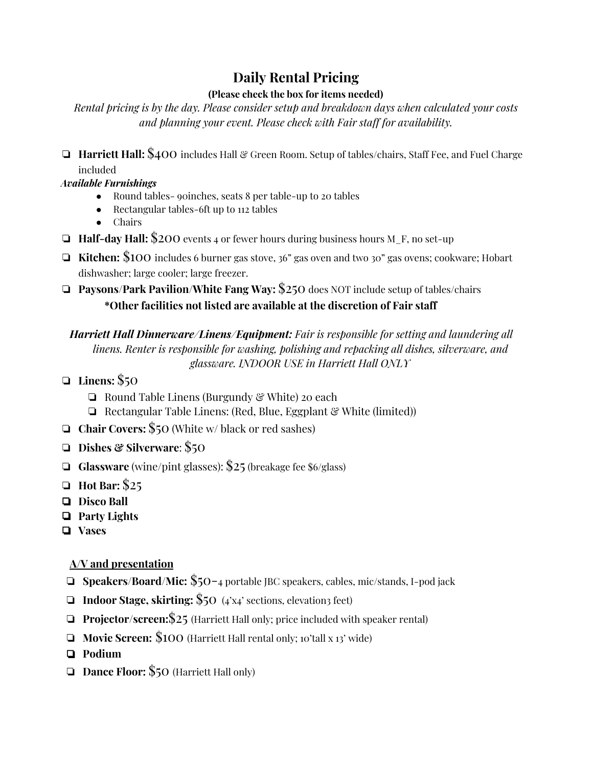# Daily Rental Pricing

**(Please check the box for items needed)**

*Rental pricing is by the day. Please consider setup and breakdown days when calculated your costs and planning your event. Please check with Fair staff for availability.*

- ❏ **Harriett Hall:** $400 includes Hall & Green Room. Setup of tables/chairs, Staff Fee, and Fuel Charge included

***Available Furnishings***

- Round tables- 90inches, seats 8 per table-up to 20 tables
- Rectangular tables-6ft up to 112 tables
- Chairs

- ❏ **Half-day Hall:** $200 events 4 or fewer hours during business hours M_F, no set-up
- ❏ **Kitchen:** $100 includes 6 burner gas stove, 36" gas oven and two 30" gas ovens; cookware; Hobart dishwasher; large cooler; large freezer.
- ❏ **Paysons/Park Pavilion/White Fang Way:** $250 does NOT include setup of tables/chairs

**\*Other facilities not listed are available at the discretion of Fair staff**

***Harriett Hall Dinnerware/Linens/Equipment:*** *Fair is responsible for setting and laundering all linens. Renter is responsible for washing, polishing and repacking all dishes, silverware, and glassware. INDOOR USE in Harriett Hall ONLY*

- ❏ **Linens:** $50
  - ❏ Round Table Linens (Burgundy & White) 20 each
  - ❏ Rectangular Table Linens: (Red, Blue, Eggplant & White (limited))
- ❏ **Chair Covers:** $50 (White w/ black or red sashes)
- ❏ **Dishes & Silverware**: $50
- ❏ **Glassware** (wine/pint glasses): $25 (breakage fee $6/glass)
- ❏ **Hot Bar:** $25
- ❏ **Disco Ball**
- ❏ **Party Lights**
- ❏ **Vases**

## A/V and presentation

- ❏ **Speakers/Board/Mic:** $50–4 portable JBC speakers, cables, mic/stands, I-pod jack
- ❏ **Indoor Stage, skirting:** $50 (4'x4' sections, elevation3 feet)
- ❏ **Projector/screen:**$25 (Harriett Hall only; price included with speaker rental)
- ❏ **Movie Screen:** $100 (Harriett Hall rental only; 10'tall x 13' wide)
- ❏ **Podium**
- ❏ **Dance Floor:** $50 (Harriett Hall only)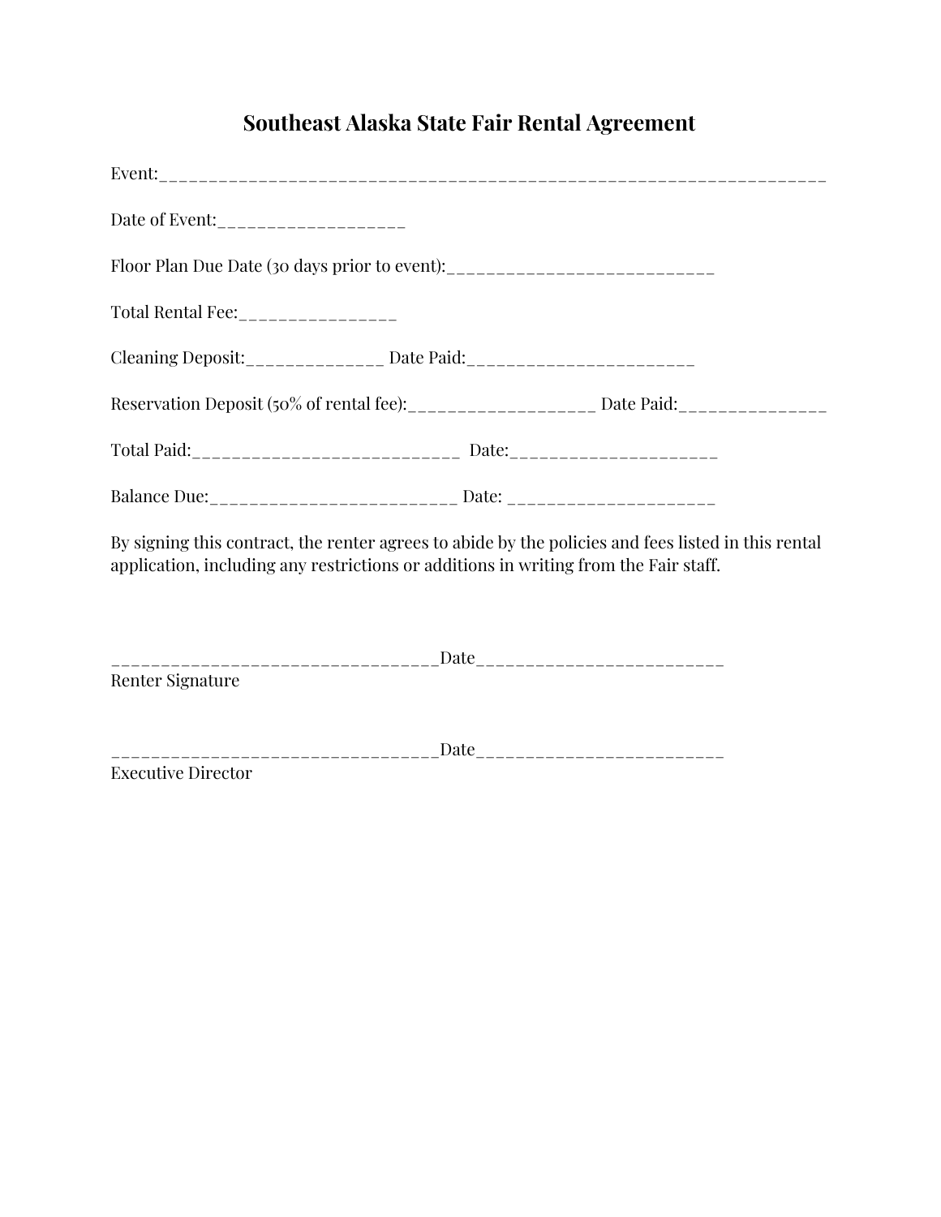# Southeast Alaska State Fair Rental Agreement

Event:___________________________________________________________________

Date of Event:__________________

Floor Plan Due Date (30 days prior to event):__________________________

Total Rental Fee:________________

Cleaning Deposit:______________ Date Paid:______________________

Reservation Deposit (50% of rental fee):__________________ Date Paid:______________

Total Paid:__________________________ Date:____________________

Balance Due:________________________ Date: ____________________

By signing this contract, the renter agrees to abide by the policies and fees listed in this rental application, including any restrictions or additions in writing from the Fair staff.

________________________________Date________________________
Renter Signature

________________________________Date________________________
Executive Director